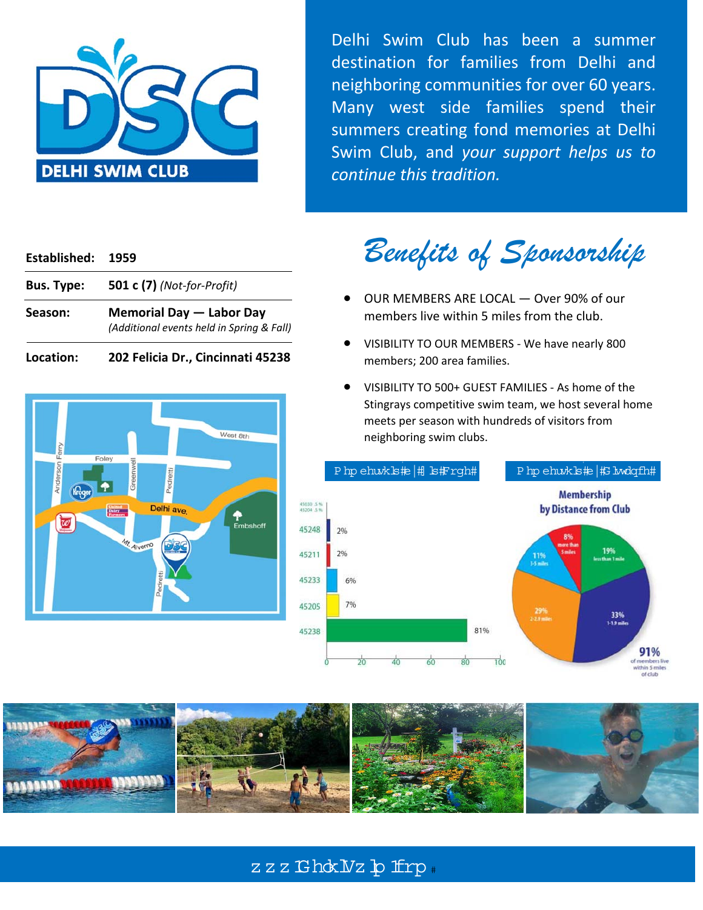Delhi Swim Club has been a summer destination for families from Delhi and neighboring communities for over 60 years. Many west side families spend their summers creating fond memories at Delhi Swim Club, and *your support helps us to continue this tradition.*

| | |
|---|---|
| **Established:** | **1959** |
| **Bus. Type:** | **501 c (7)** *(Not-for-Profit)* |
| **Season:** | **Memorial Day — Labor Day** *(Additional events held in Spring & Fall)* |
| **Location:** | **202 Felicia Dr., Cincinnati 45238** |

# *Benefits of Sponsorship*

- OUR MEMBERS ARE LOCAL — Over 90% of our members live within 5 miles from the club.
- VISIBILITY TO OUR MEMBERS - We have nearly 800 members; 200 area families.
- VISIBILITY TO 500+ GUEST FAMILIES - As home of the Stingrays competitive swim team, we host several home meets per season with hundreds of visitors from neighboring swim clubs.

**Membership by Zip Code**

| Zip Code | % |
|---|---|
| 45030 | .5% |
| 45204 | .5% |
| 45248 | 2% |
| 45211 | 2% |
| 45233 | 6% |
| 45205 | 7% |
| 45238 | 81% |

**Membership by Distance from Club**

| Distance | % |
|---|---|
| less than 1 mile | 19% |
| 1-1.9 miles | 33% |
| 2-2.9 miles | 29% |
| 3-5 miles | 11% |
| more than 5 miles | 8% |

91% of members live within 5 miles of club

www.DelhiSwim.com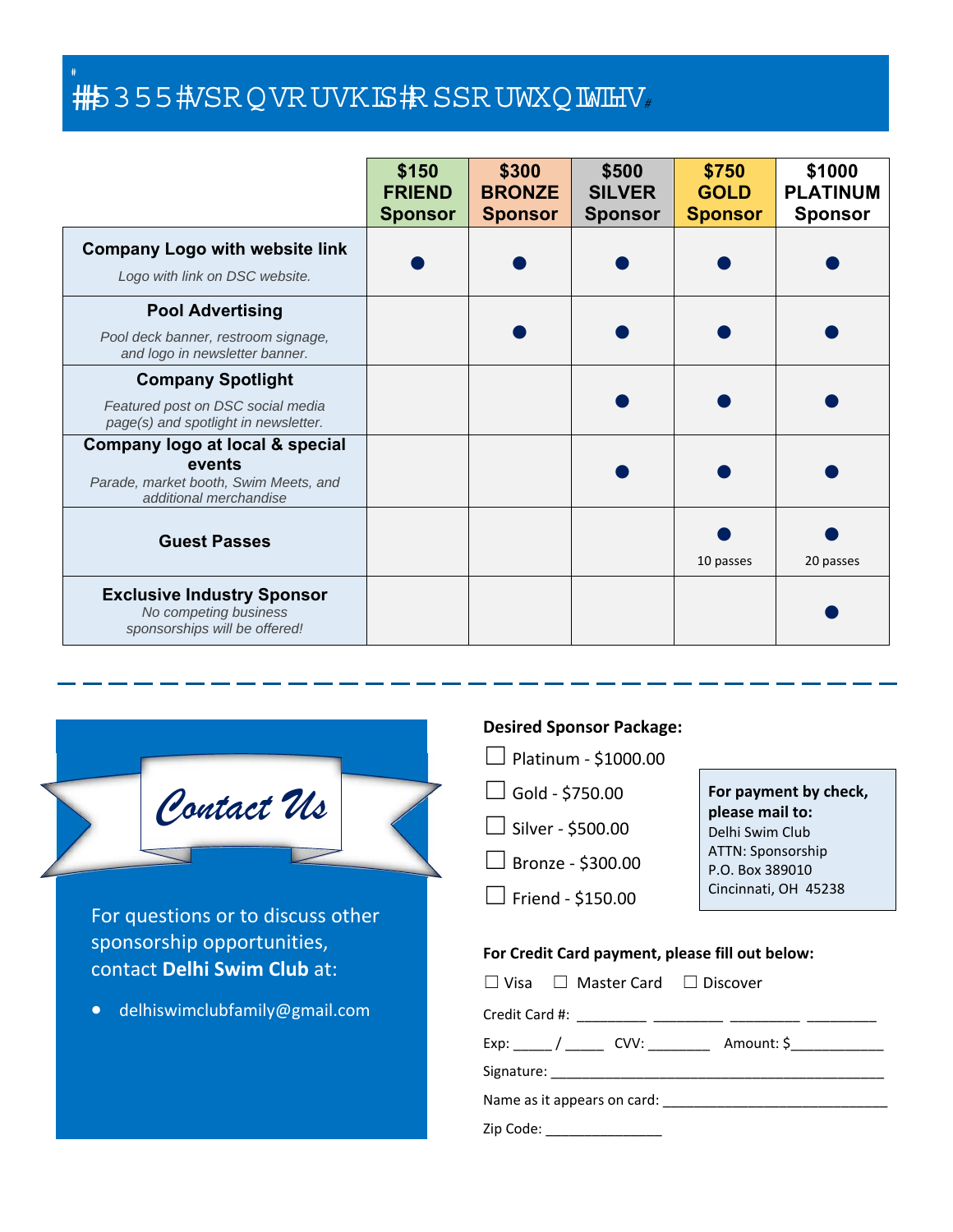# ##5355#VSRQVRUVKLS#RSSRUWXQLWLHV

| | $150 FRIEND Sponsor | $300 BRONZE Sponsor | $500 SILVER Sponsor | $750 GOLD Sponsor | $1000 PLATINUM Sponsor |
|---|---|---|---|---|---|
| **Company Logo with website link**<br>*Logo with link on DSC website.* | ● | ● | ● | ● | ● |
| **Pool Advertising**<br>*Pool deck banner, restroom signage, and logo in newsletter banner.* | | ● | ● | ● | ● |
| **Company Spotlight**<br>*Featured post on DSC social media page(s) and spotlight in newsletter.* | | | ● | ● | ● |
| **Company logo at local & special events**<br>*Parade, market booth, Swim Meets, and additional merchandise* | | | ● | ● | ● |
| **Guest Passes** | | | | ● 10 passes | ● 20 passes |
| **Exclusive Industry Sponsor**<br>*No competing business sponsorships will be offered!* | | | | | ● |

---

## Contact Us

For questions or to discuss other sponsorship opportunities, contact **Delhi Swim Club** at:

- delhiswimclubfamily@gmail.com

**Desired Sponsor Package:**

☐ Platinum - $1000.00

☐ Gold - $750.00

☐ Silver - $500.00

☐ Bronze - $300.00

☐ Friend - $150.00

**For payment by check, please mail to:**
Delhi Swim Club
ATTN: Sponsorship
P.O. Box 389010
Cincinnati, OH 45238

**For Credit Card payment, please fill out below:**

☐ Visa ☐ Master Card ☐ Discover

Credit Card #: _________ _________ _________ _________

Exp: _____ / _____ CVV: ________ Amount: $____________

Signature: _____________________________________________

Name as it appears on card: _____________________________

Zip Code: _______________